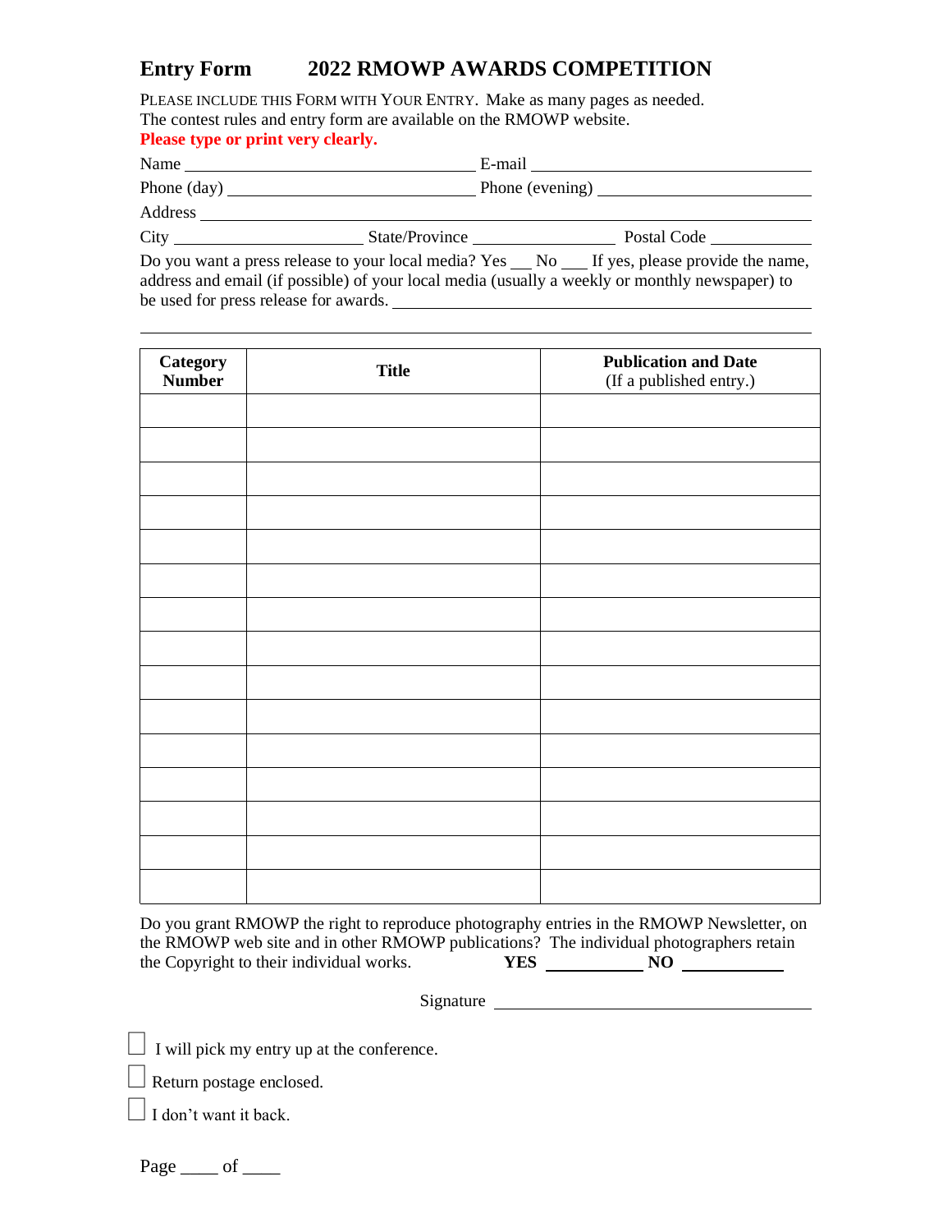# Entry Form 2022 RMOWP AWARDS COMPETITION

PLEASE INCLUDE THIS FORM WITH YOUR ENTRY. Make as many pages as needed.
The contest rules and entry form are available on the RMOWP website.

**Please type or print very clearly.**

Name ______________________________ E-mail ______________________________

Phone (day) ______________________________ Phone (evening) ______________________________

Address ____________________________________________________________

City ____________________ State/Province ____________________ Postal Code ____________

Do you want a press release to your local media? Yes ___ No ___ If yes, please provide the name, address and email (if possible) of your local media (usually a weekly or monthly newspaper) to be used for press release for awards. ______________________________

____________________________________________________________

| **Category Number** | **Title** | **Publication and Date** (If a published entry.) |
|---|---|---|
| | | |
| | | |
| | | |
| | | |
| | | |
| | | |
| | | |
| | | |
| | | |
| | | |
| | | |
| | | |
| | | |
| | | |
| | | |

Do you grant RMOWP the right to reproduce photography entries in the RMOWP Newsletter, on the RMOWP web site and in other RMOWP publications? The individual photographers retain the Copyright to their individual works. **YES** __________ **NO** __________

Signature ______________________________

☐ I will pick my entry up at the conference.

☐ Return postage enclosed.

☐ I don't want it back.

Page ____ of ____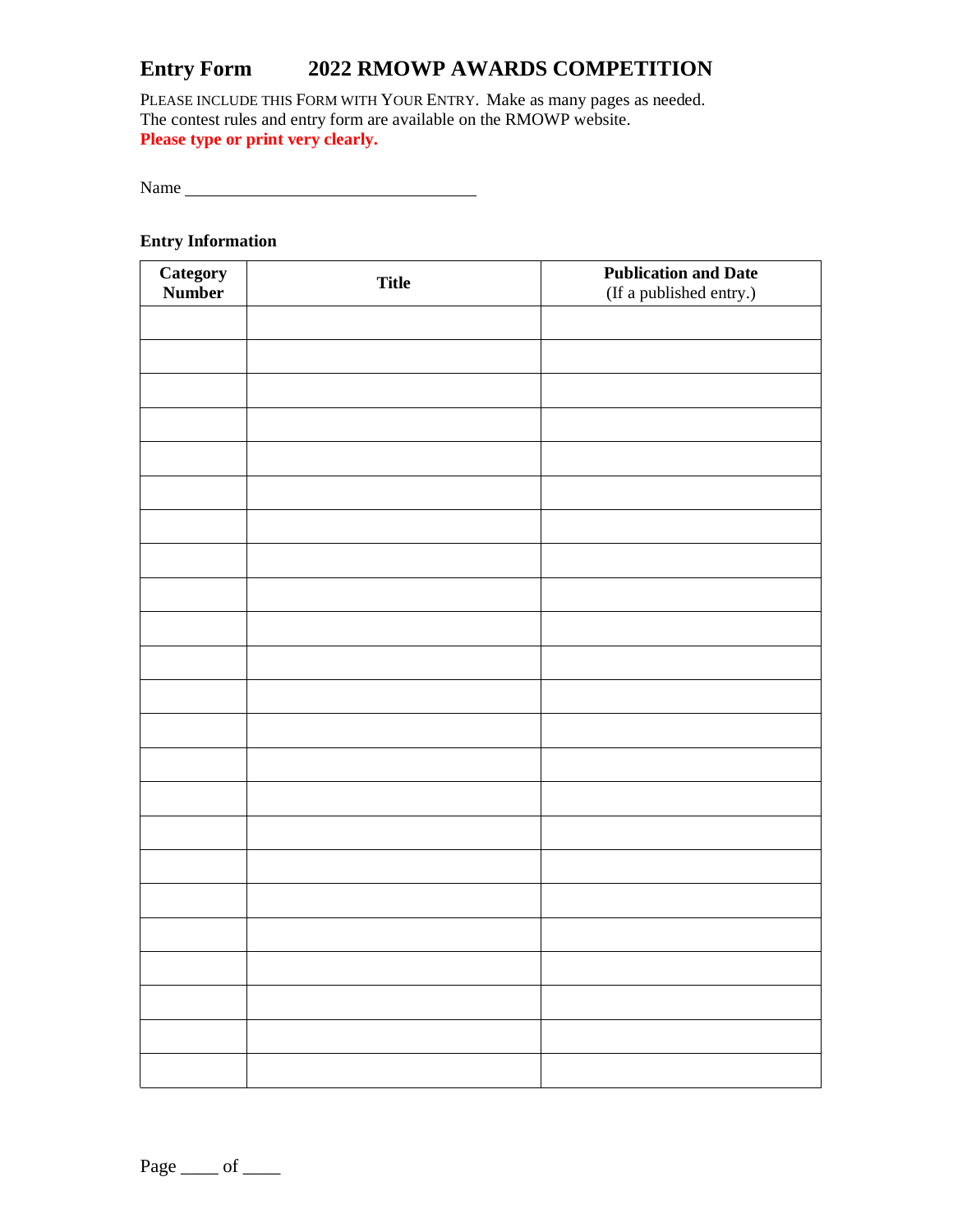## Entry Form 2022 RMOWP AWARDS COMPETITION

PLEASE INCLUDE THIS FORM WITH YOUR ENTRY. Make as many pages as needed.
The contest rules and entry form are available on the RMOWP website.
**Please type or print very clearly.**

Name ________________________________

**Entry Information**

| **Category Number** | **Title** | **Publication and Date** (If a published entry.) |
|---|---|---|
| | | |
| | | |
| | | |
| | | |
| | | |
| | | |
| | | |
| | | |
| | | |
| | | |
| | | |
| | | |
| | | |
| | | |
| | | |
| | | |
| | | |
| | | |
| | | |
| | | |
| | | |
| | | |
| | | |

Page ____ of ____